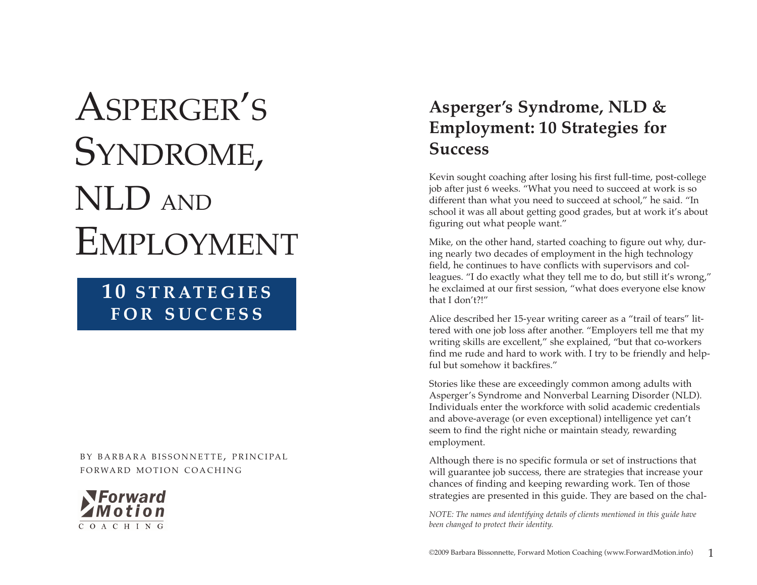# Asperger's Syndrome, NLD and Employment

## 10 Strategies for Success

By Barbara Bissonnette, Principal
Forward Motion Coaching

Forward Motion Coaching

## Asperger's Syndrome, NLD & Employment: 10 Strategies for Success

Kevin sought coaching after losing his first full-time, post-college job after just 6 weeks. "What you need to succeed at work is so different than what you need to succeed at school," he said. "In school it was all about getting good grades, but at work it's about figuring out what people want."

Mike, on the other hand, started coaching to figure out why, during nearly two decades of employment in the high technology field, he continues to have conflicts with supervisors and colleagues. "I do exactly what they tell me to do, but still it's wrong," he exclaimed at our first session, "what does everyone else know that I don't?!"

Alice described her 15-year writing career as a "trail of tears" littered with one job loss after another. "Employers tell me that my writing skills are excellent," she explained, "but that co-workers find me rude and hard to work with. I try to be friendly and helpful but somehow it backfires."

Stories like these are exceedingly common among adults with Asperger's Syndrome and Nonverbal Learning Disorder (NLD). Individuals enter the workforce with solid academic credentials and above-average (or even exceptional) intelligence yet can't seem to find the right niche or maintain steady, rewarding employment.

Although there is no specific formula or set of instructions that will guarantee job success, there are strategies that increase your chances of finding and keeping rewarding work. Ten of those strategies are presented in this guide. They are based on the chal-

*NOTE: The names and identifying details of clients mentioned in this guide have been changed to protect their identity.*

©2009 Barbara Bissonnette, Forward Motion Coaching (www.ForwardMotion.info)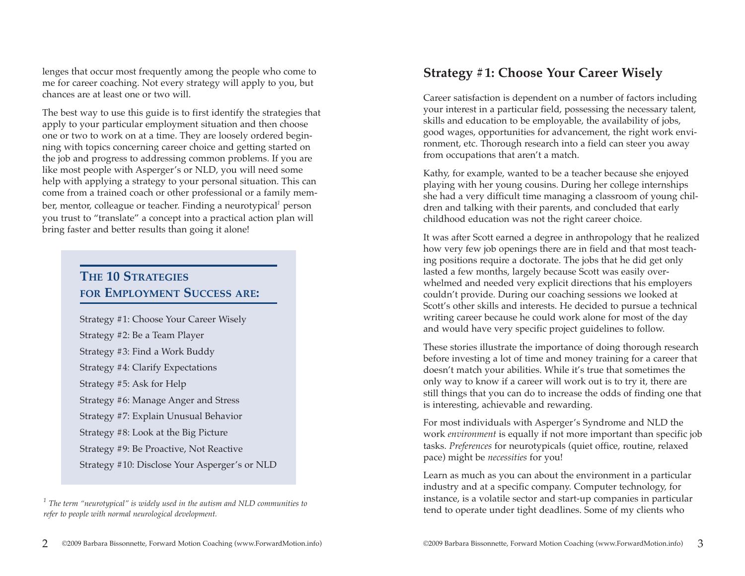lenges that occur most frequently among the people who come to me for career coaching. Not every strategy will apply to you, but chances are at least one or two will.

The best way to use this guide is to first identify the strategies that apply to your particular employment situation and then choose one or two to work on at a time. They are loosely ordered beginning with topics concerning career choice and getting started on the job and progress to addressing common problems. If you are like most people with Asperger's or NLD, you will need some help with applying a strategy to your personal situation. This can come from a trained coach or other professional or a family member, mentor, colleague or teacher. Finding a neurotypical[1] person you trust to "translate" a concept into a practical action plan will bring faster and better results than going it alone!

### The 10 Strategies for Employment Success are:

Strategy #1: Choose Your Career Wisely

Strategy #2: Be a Team Player

Strategy #3: Find a Work Buddy

Strategy #4: Clarify Expectations

Strategy #5: Ask for Help

Strategy #6: Manage Anger and Stress

Strategy #7: Explain Unusual Behavior

Strategy #8: Look at the Big Picture

Strategy #9: Be Proactive, Not Reactive

Strategy #10: Disclose Your Asperger's or NLD

[1] *The term "neurotypical" is widely used in the autism and NLD communities to refer to people with normal neurological development.*

## Strategy #1: Choose Your Career Wisely

Career satisfaction is dependent on a number of factors including your interest in a particular field, possessing the necessary talent, skills and education to be employable, the availability of jobs, good wages, opportunities for advancement, the right work environment, etc. Thorough research into a field can steer you away from occupations that aren't a match.

Kathy, for example, wanted to be a teacher because she enjoyed playing with her young cousins. During her college internships she had a very difficult time managing a classroom of young children and talking with their parents, and concluded that early childhood education was not the right career choice.

It was after Scott earned a degree in anthropology that he realized how very few job openings there are in field and that most teaching positions require a doctorate. The jobs that he did get only lasted a few months, largely because Scott was easily overwhelmed and needed very explicit directions that his employers couldn't provide. During our coaching sessions we looked at Scott's other skills and interests. He decided to pursue a technical writing career because he could work alone for most of the day and would have very specific project guidelines to follow.

These stories illustrate the importance of doing thorough research before investing a lot of time and money training for a career that doesn't match your abilities. While it's true that sometimes the only way to know if a career will work out is to try it, there are still things that you can do to increase the odds of finding one that is interesting, achievable and rewarding.

For most individuals with Asperger's Syndrome and NLD the work *environment* is equally if not more important than specific job tasks. *Preferences* for neurotypicals (quiet office, routine, relaxed pace) might be *necessities* for you!

Learn as much as you can about the environment in a particular industry and at a specific company. Computer technology, for instance, is a volatile sector and start-up companies in particular tend to operate under tight deadlines. Some of my clients who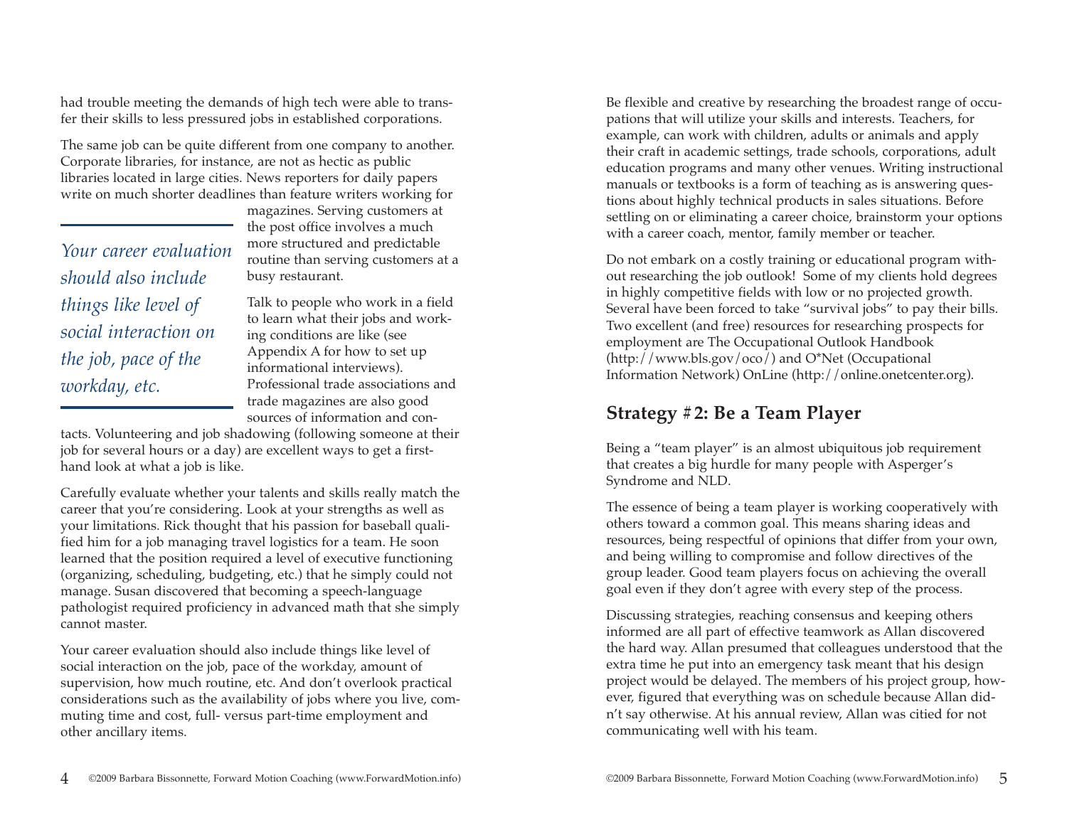had trouble meeting the demands of high tech were able to transfer their skills to less pressured jobs in established corporations.

The same job can be quite different from one company to another. Corporate libraries, for instance, are not as hectic as public libraries located in large cities. News reporters for daily papers write on much shorter deadlines than feature writers working for magazines. Serving customers at the post office involves a much more structured and predictable routine than serving customers at a busy restaurant.

> *Your career evaluation should also include things like level of social interaction on the job, pace of the workday, etc.*

Talk to people who work in a field to learn what their jobs and working conditions are like (see Appendix A for how to set up informational interviews). Professional trade associations and trade magazines are also good sources of information and contacts. Volunteering and job shadowing (following someone at their job for several hours or a day) are excellent ways to get a first-hand look at what a job is like.

Carefully evaluate whether your talents and skills really match the career that you're considering. Look at your strengths as well as your limitations. Rick thought that his passion for baseball qualified him for a job managing travel logistics for a team. He soon learned that the position required a level of executive functioning (organizing, scheduling, budgeting, etc.) that he simply could not manage. Susan discovered that becoming a speech-language pathologist required proficiency in advanced math that she simply cannot master.

Your career evaluation should also include things like level of social interaction on the job, pace of the workday, amount of supervision, how much routine, etc. And don't overlook practical considerations such as the availability of jobs where you live, commuting time and cost, full- versus part-time employment and other ancillary items.

Be flexible and creative by researching the broadest range of occupations that will utilize your skills and interests. Teachers, for example, can work with children, adults or animals and apply their craft in academic settings, trade schools, corporations, adult education programs and many other venues. Writing instructional manuals or textbooks is a form of teaching as is answering questions about highly technical products in sales situations. Before settling on or eliminating a career choice, brainstorm your options with a career coach, mentor, family member or teacher.

Do not embark on a costly training or educational program without researching the job outlook! Some of my clients hold degrees in highly competitive fields with low or no projected growth. Several have been forced to take "survival jobs" to pay their bills. Two excellent (and free) resources for researching prospects for employment are The Occupational Outlook Handbook (http://www.bls.gov/oco/) and O*Net (Occupational Information Network) OnLine (http://online.onetcenter.org).

## Strategy #2: Be a Team Player

Being a "team player" is an almost ubiquitous job requirement that creates a big hurdle for many people with Asperger's Syndrome and NLD.

The essence of being a team player is working cooperatively with others toward a common goal. This means sharing ideas and resources, being respectful of opinions that differ from your own, and being willing to compromise and follow directives of the group leader. Good team players focus on achieving the overall goal even if they don't agree with every step of the process.

Discussing strategies, reaching consensus and keeping others informed are all part of effective teamwork as Allan discovered the hard way. Allan presumed that colleagues understood that the extra time he put into an emergency task meant that his design project would be delayed. The members of his project group, however, figured that everything was on schedule because Allan didn't say otherwise. At his annual review, Allan was citied for not communicating well with his team.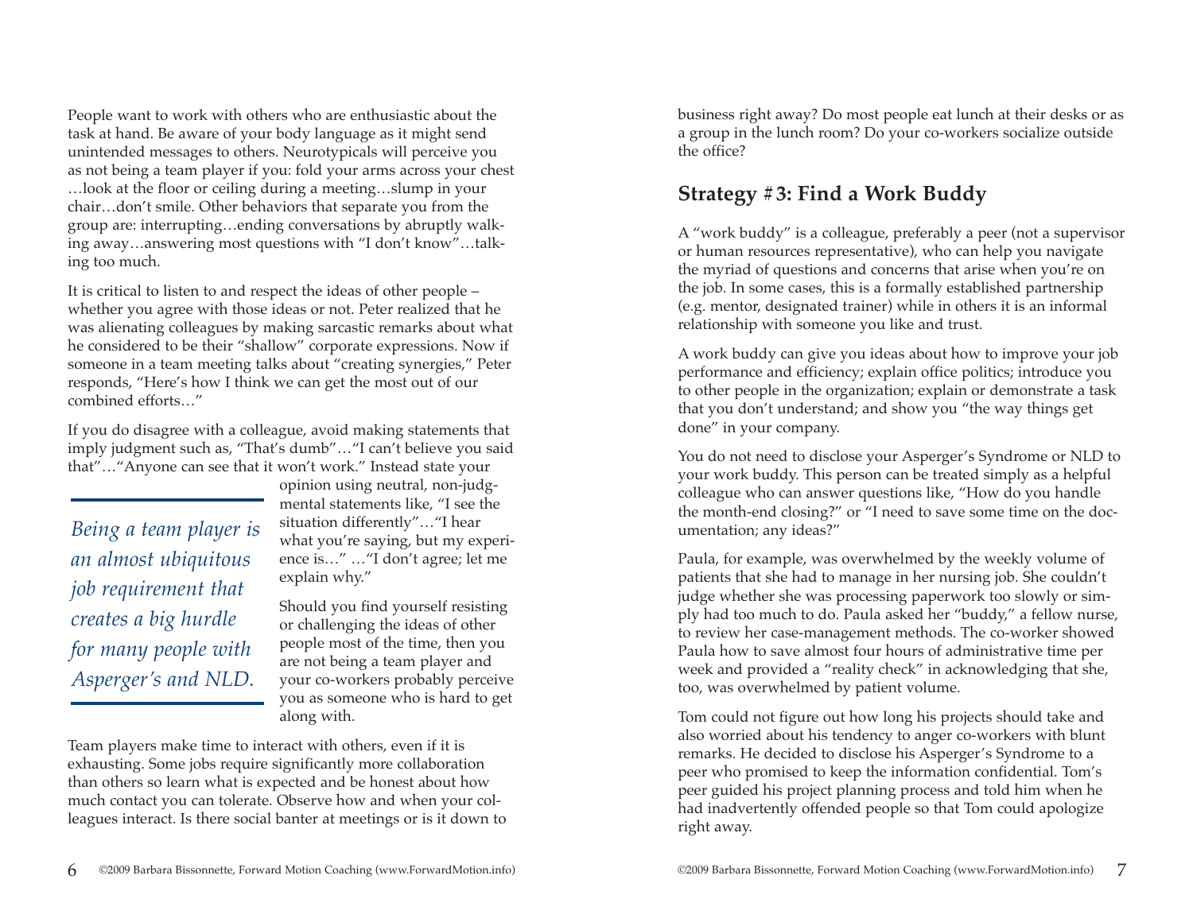People want to work with others who are enthusiastic about the task at hand. Be aware of your body language as it might send unintended messages to others. Neurotypicals will perceive you as not being a team player if you: fold your arms across your chest …look at the floor or ceiling during a meeting…slump in your chair…don't smile. Other behaviors that separate you from the group are: interrupting…ending conversations by abruptly walking away…answering most questions with "I don't know"…talking too much.

It is critical to listen to and respect the ideas of other people – whether you agree with those ideas or not. Peter realized that he was alienating colleagues by making sarcastic remarks about what he considered to be their "shallow" corporate expressions. Now if someone in a team meeting talks about "creating synergies," Peter responds, "Here's how I think we can get the most out of our combined efforts…"

If you do disagree with a colleague, avoid making statements that imply judgment such as, "That's dumb"…"I can't believe you said that"…"Anyone can see that it won't work." Instead state your opinion using neutral, non-judgmental statements like, "I see the situation differently"…"I hear what you're saying, but my experience is…" …"I don't agree; let me explain why."

*Being a team player is an almost ubiquitous job requirement that creates a big hurdle for many people with Asperger's and NLD.*

Should you find yourself resisting or challenging the ideas of other people most of the time, then you are not being a team player and your co-workers probably perceive you as someone who is hard to get along with.

Team players make time to interact with others, even if it is exhausting. Some jobs require significantly more collaboration than others so learn what is expected and be honest about how much contact you can tolerate. Observe how and when your colleagues interact. Is there social banter at meetings or is it down to business right away? Do most people eat lunch at their desks or as a group in the lunch room? Do your co-workers socialize outside the office?

## Strategy #3: Find a Work Buddy

A "work buddy" is a colleague, preferably a peer (not a supervisor or human resources representative), who can help you navigate the myriad of questions and concerns that arise when you're on the job. In some cases, this is a formally established partnership (e.g. mentor, designated trainer) while in others it is an informal relationship with someone you like and trust.

A work buddy can give you ideas about how to improve your job performance and efficiency; explain office politics; introduce you to other people in the organization; explain or demonstrate a task that you don't understand; and show you "the way things get done" in your company.

You do not need to disclose your Asperger's Syndrome or NLD to your work buddy. This person can be treated simply as a helpful colleague who can answer questions like, "How do you handle the month-end closing?" or "I need to save some time on the documentation; any ideas?"

Paula, for example, was overwhelmed by the weekly volume of patients that she had to manage in her nursing job. She couldn't judge whether she was processing paperwork too slowly or simply had too much to do. Paula asked her "buddy," a fellow nurse, to review her case-management methods. The co-worker showed Paula how to save almost four hours of administrative time per week and provided a "reality check" in acknowledging that she, too, was overwhelmed by patient volume.

Tom could not figure out how long his projects should take and also worried about his tendency to anger co-workers with blunt remarks. He decided to disclose his Asperger's Syndrome to a peer who promised to keep the information confidential. Tom's peer guided his project planning process and told him when he had inadvertently offended people so that Tom could apologize right away.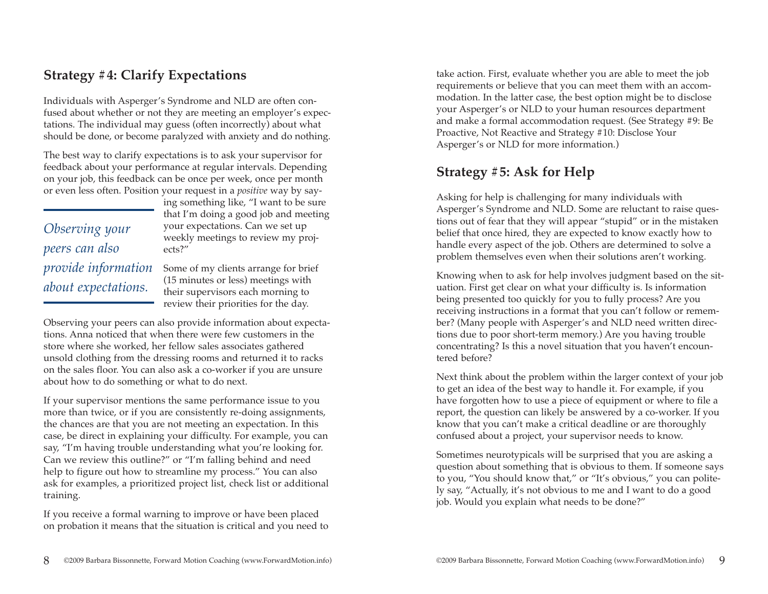## Strategy #4: Clarify Expectations

Individuals with Asperger's Syndrome and NLD are often confused about whether or not they are meeting an employer's expectations. The individual may guess (often incorrectly) about what should be done, or become paralyzed with anxiety and do nothing.

The best way to clarify expectations is to ask your supervisor for feedback about your performance at regular intervals. Depending on your job, this feedback can be once per week, once per month or even less often. Position your request in a *positive* way by saying something like, "I want to be sure that I'm doing a good job and meeting your expectations. Can we set up weekly meetings to review my projects?"

> *Observing your peers can also provide information about expectations.*

Some of my clients arrange for brief (15 minutes or less) meetings with their supervisors each morning to review their priorities for the day.

Observing your peers can also provide information about expectations. Anna noticed that when there were few customers in the store where she worked, her fellow sales associates gathered unsold clothing from the dressing rooms and returned it to racks on the sales floor. You can also ask a co-worker if you are unsure about how to do something or what to do next.

If your supervisor mentions the same performance issue to you more than twice, or if you are consistently re-doing assignments, the chances are that you are not meeting an expectation. In this case, be direct in explaining your difficulty. For example, you can say, "I'm having trouble understanding what you're looking for. Can we review this outline?" or "I'm falling behind and need help to figure out how to streamline my process." You can also ask for examples, a prioritized project list, check list or additional training.

If you receive a formal warning to improve or have been placed on probation it means that the situation is critical and you need to take action. First, evaluate whether you are able to meet the job requirements or believe that you can meet them with an accommodation. In the latter case, the best option might be to disclose your Asperger's or NLD to your human resources department and make a formal accommodation request. (See Strategy #9: Be Proactive, Not Reactive and Strategy #10: Disclose Your Asperger's or NLD for more information.)

## Strategy #5: Ask for Help

Asking for help is challenging for many individuals with Asperger's Syndrome and NLD. Some are reluctant to raise questions out of fear that they will appear "stupid" or in the mistaken belief that once hired, they are expected to know exactly how to handle every aspect of the job. Others are determined to solve a problem themselves even when their solutions aren't working.

Knowing when to ask for help involves judgment based on the situation. First get clear on what your difficulty is. Is information being presented too quickly for you to fully process? Are you receiving instructions in a format that you can't follow or remember? (Many people with Asperger's and NLD need written directions due to poor short-term memory.) Are you having trouble concentrating? Is this a novel situation that you haven't encountered before?

Next think about the problem within the larger context of your job to get an idea of the best way to handle it. For example, if you have forgotten how to use a piece of equipment or where to file a report, the question can likely be answered by a co-worker. If you know that you can't make a critical deadline or are thoroughly confused about a project, your supervisor needs to know.

Sometimes neurotypicals will be surprised that you are asking a question about something that is obvious to them. If someone says to you, "You should know that," or "It's obvious," you can politely say, "Actually, it's not obvious to me and I want to do a good job. Would you explain what needs to be done?"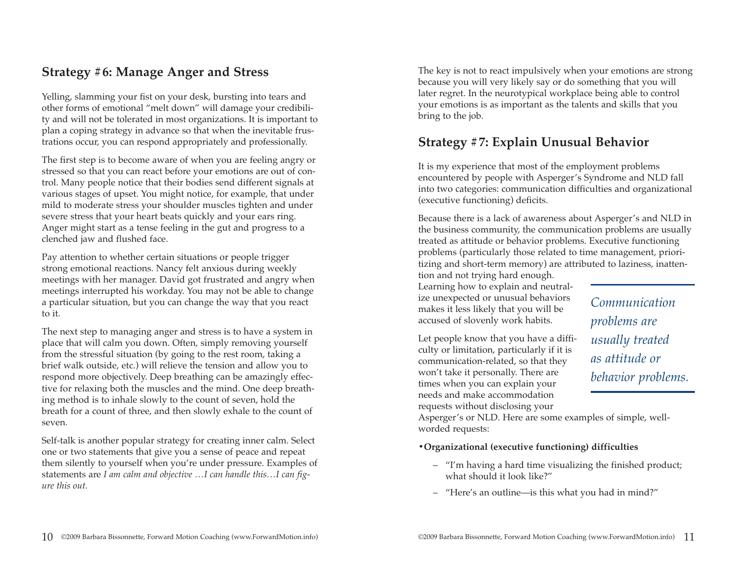## Strategy #6: Manage Anger and Stress

Yelling, slamming your fist on your desk, bursting into tears and other forms of emotional "melt down" will damage your credibility and will not be tolerated in most organizations. It is important to plan a coping strategy in advance so that when the inevitable frustrations occur, you can respond appropriately and professionally.

The first step is to become aware of when you are feeling angry or stressed so that you can react before your emotions are out of control. Many people notice that their bodies send different signals at various stages of upset. You might notice, for example, that under mild to moderate stress your shoulder muscles tighten and under severe stress that your heart beats quickly and your ears ring. Anger might start as a tense feeling in the gut and progress to a clenched jaw and flushed face.

Pay attention to whether certain situations or people trigger strong emotional reactions. Nancy felt anxious during weekly meetings with her manager. David got frustrated and angry when meetings interrupted his workday. You may not be able to change a particular situation, but you can change the way that you react to it.

The next step to managing anger and stress is to have a system in place that will calm you down. Often, simply removing yourself from the stressful situation (by going to the rest room, taking a brief walk outside, etc.) will relieve the tension and allow you to respond more objectively. Deep breathing can be amazingly effective for relaxing both the muscles and the mind. One deep breathing method is to inhale slowly to the count of seven, hold the breath for a count of three, and then slowly exhale to the count of seven.

Self-talk is another popular strategy for creating inner calm. Select one or two statements that give you a sense of peace and repeat them silently to yourself when you're under pressure. Examples of statements are *I am calm and objective …I can handle this…I can figure this out.*

The key is not to react impulsively when your emotions are strong because you will very likely say or do something that you will later regret. In the neurotypical workplace being able to control your emotions is as important as the talents and skills that you bring to the job.

## Strategy #7: Explain Unusual Behavior

It is my experience that most of the employment problems encountered by people with Asperger's Syndrome and NLD fall into two categories: communication difficulties and organizational (executive functioning) deficits.

Because there is a lack of awareness about Asperger's and NLD in the business community, the communication problems are usually treated as attitude or behavior problems. Executive functioning problems (particularly those related to time management, prioritizing and short-term memory) are attributed to laziness, inattention and not trying hard enough. Learning how to explain and neutralize unexpected or unusual behaviors makes it less likely that you will be accused of slovenly work habits.

> *Communication problems are usually treated as attitude or behavior problems.*

Let people know that you have a difficulty or limitation, particularly if it is communication-related, so that they won't take it personally. There are times when you can explain your needs and make accommodation requests without disclosing your Asperger's or NLD. Here are some examples of simple, well-worded requests:

- **Organizational (executive functioning) difficulties**
  - "I'm having a hard time visualizing the finished product; what should it look like?"
  - "Here's an outline—is this what you had in mind?"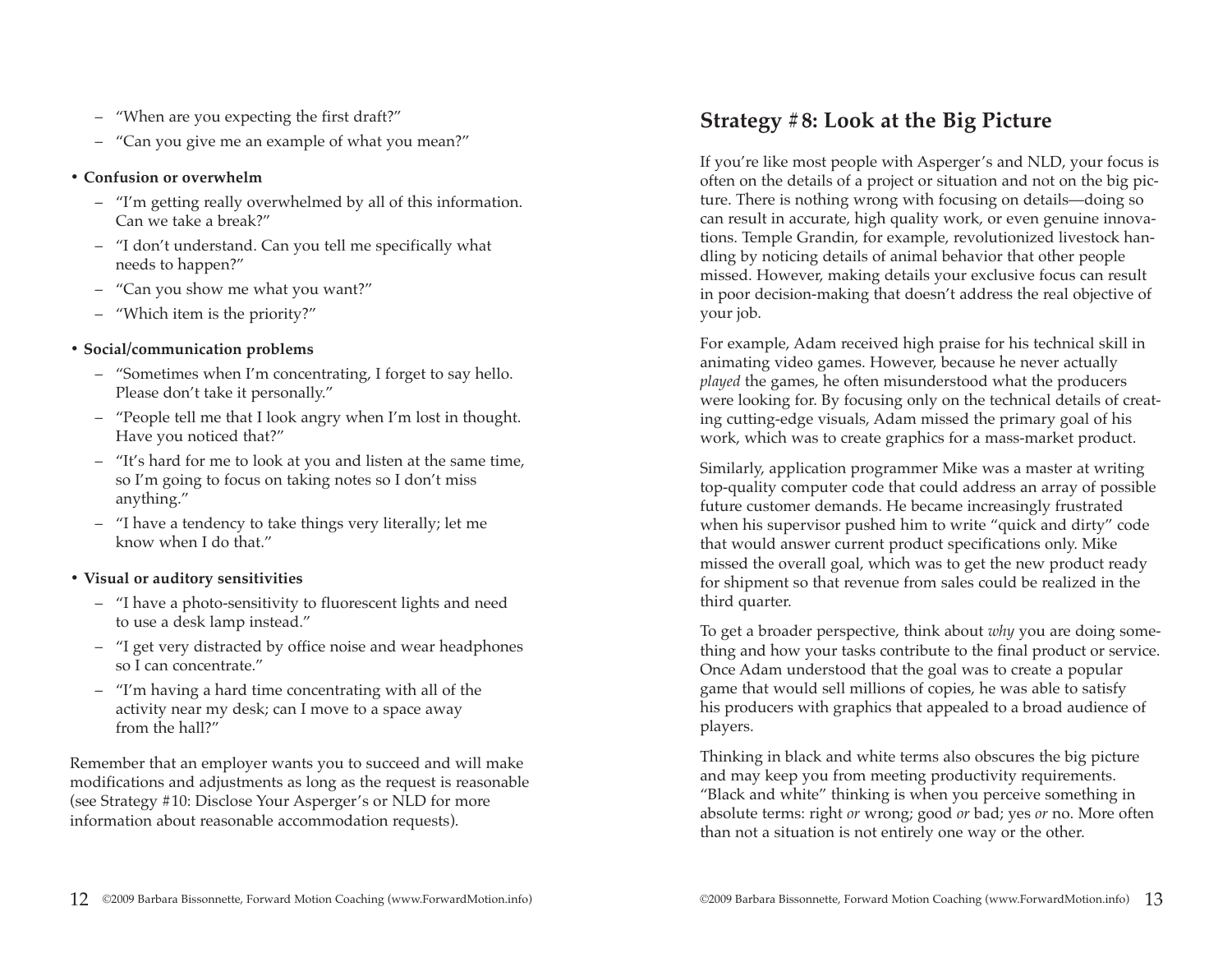- "When are you expecting the first draft?"
- "Can you give me an example of what you mean?"

- **Confusion or overwhelm**
  - "I'm getting really overwhelmed by all of this information. Can we take a break?"
  - "I don't understand. Can you tell me specifically what needs to happen?"
  - "Can you show me what you want?"
  - "Which item is the priority?"

- **Social/communication problems**
  - "Sometimes when I'm concentrating, I forget to say hello. Please don't take it personally."
  - "People tell me that I look angry when I'm lost in thought. Have you noticed that?"
  - "It's hard for me to look at you and listen at the same time, so I'm going to focus on taking notes so I don't miss anything."
  - "I have a tendency to take things very literally; let me know when I do that."

- **Visual or auditory sensitivities**
  - "I have a photo-sensitivity to fluorescent lights and need to use a desk lamp instead."
  - "I get very distracted by office noise and wear headphones so I can concentrate."
  - "I'm having a hard time concentrating with all of the activity near my desk; can I move to a space away from the hall?"

Remember that an employer wants you to succeed and will make modifications and adjustments as long as the request is reasonable (see Strategy #10: Disclose Your Asperger's or NLD for more information about reasonable accommodation requests).

## Strategy #8: Look at the Big Picture

If you're like most people with Asperger's and NLD, your focus is often on the details of a project or situation and not on the big picture. There is nothing wrong with focusing on details—doing so can result in accurate, high quality work, or even genuine innovations. Temple Grandin, for example, revolutionized livestock handling by noticing details of animal behavior that other people missed. However, making details your exclusive focus can result in poor decision-making that doesn't address the real objective of your job.

For example, Adam received high praise for his technical skill in animating video games. However, because he never actually *played* the games, he often misunderstood what the producers were looking for. By focusing only on the technical details of creating cutting-edge visuals, Adam missed the primary goal of his work, which was to create graphics for a mass-market product.

Similarly, application programmer Mike was a master at writing top-quality computer code that could address an array of possible future customer demands. He became increasingly frustrated when his supervisor pushed him to write "quick and dirty" code that would answer current product specifications only. Mike missed the overall goal, which was to get the new product ready for shipment so that revenue from sales could be realized in the third quarter.

To get a broader perspective, think about *why* you are doing something and how your tasks contribute to the final product or service. Once Adam understood that the goal was to create a popular game that would sell millions of copies, he was able to satisfy his producers with graphics that appealed to a broad audience of players.

Thinking in black and white terms also obscures the big picture and may keep you from meeting productivity requirements. "Black and white" thinking is when you perceive something in absolute terms: right *or* wrong; good *or* bad; yes *or* no. More often than not a situation is not entirely one way or the other.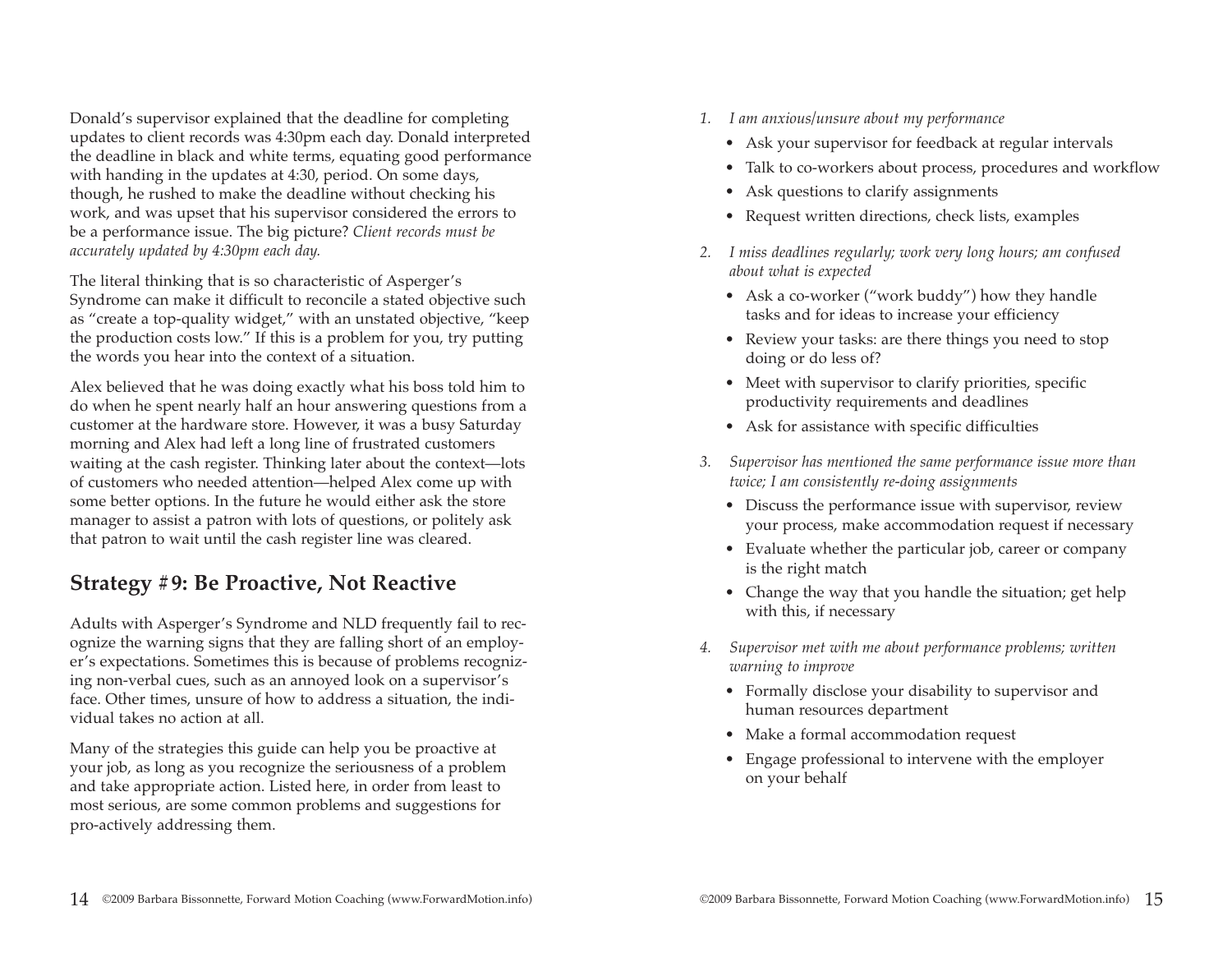Donald's supervisor explained that the deadline for completing updates to client records was 4:30pm each day. Donald interpreted the deadline in black and white terms, equating good performance with handing in the updates at 4:30, period. On some days, though, he rushed to make the deadline without checking his work, and was upset that his supervisor considered the errors to be a performance issue. The big picture? *Client records must be accurately updated by 4:30pm each day.*

The literal thinking that is so characteristic of Asperger's Syndrome can make it difficult to reconcile a stated objective such as "create a top-quality widget," with an unstated objective, "keep the production costs low." If this is a problem for you, try putting the words you hear into the context of a situation.

Alex believed that he was doing exactly what his boss told him to do when he spent nearly half an hour answering questions from a customer at the hardware store. However, it was a busy Saturday morning and Alex had left a long line of frustrated customers waiting at the cash register. Thinking later about the context—lots of customers who needed attention—helped Alex come up with some better options. In the future he would either ask the store manager to assist a patron with lots of questions, or politely ask that patron to wait until the cash register line was cleared.

## Strategy #9: Be Proactive, Not Reactive

Adults with Asperger's Syndrome and NLD frequently fail to recognize the warning signs that they are falling short of an employer's expectations. Sometimes this is because of problems recognizing non-verbal cues, such as an annoyed look on a supervisor's face. Other times, unsure of how to address a situation, the individual takes no action at all.

Many of the strategies this guide can help you be proactive at your job, as long as you recognize the seriousness of a problem and take appropriate action. Listed here, in order from least to most serious, are some common problems and suggestions for pro-actively addressing them.

1. *I am anxious/unsure about my performance*
   - Ask your supervisor for feedback at regular intervals
   - Talk to co-workers about process, procedures and workflow
   - Ask questions to clarify assignments
   - Request written directions, check lists, examples
2. *I miss deadlines regularly; work very long hours; am confused about what is expected*
   - Ask a co-worker ("work buddy") how they handle tasks and for ideas to increase your efficiency
   - Review your tasks: are there things you need to stop doing or do less of?
   - Meet with supervisor to clarify priorities, specific productivity requirements and deadlines
   - Ask for assistance with specific difficulties
3. *Supervisor has mentioned the same performance issue more than twice; I am consistently re-doing assignments*
   - Discuss the performance issue with supervisor, review your process, make accommodation request if necessary
   - Evaluate whether the particular job, career or company is the right match
   - Change the way that you handle the situation; get help with this, if necessary
4. *Supervisor met with me about performance problems; written warning to improve*
   - Formally disclose your disability to supervisor and human resources department
   - Make a formal accommodation request
   - Engage professional to intervene with the employer on your behalf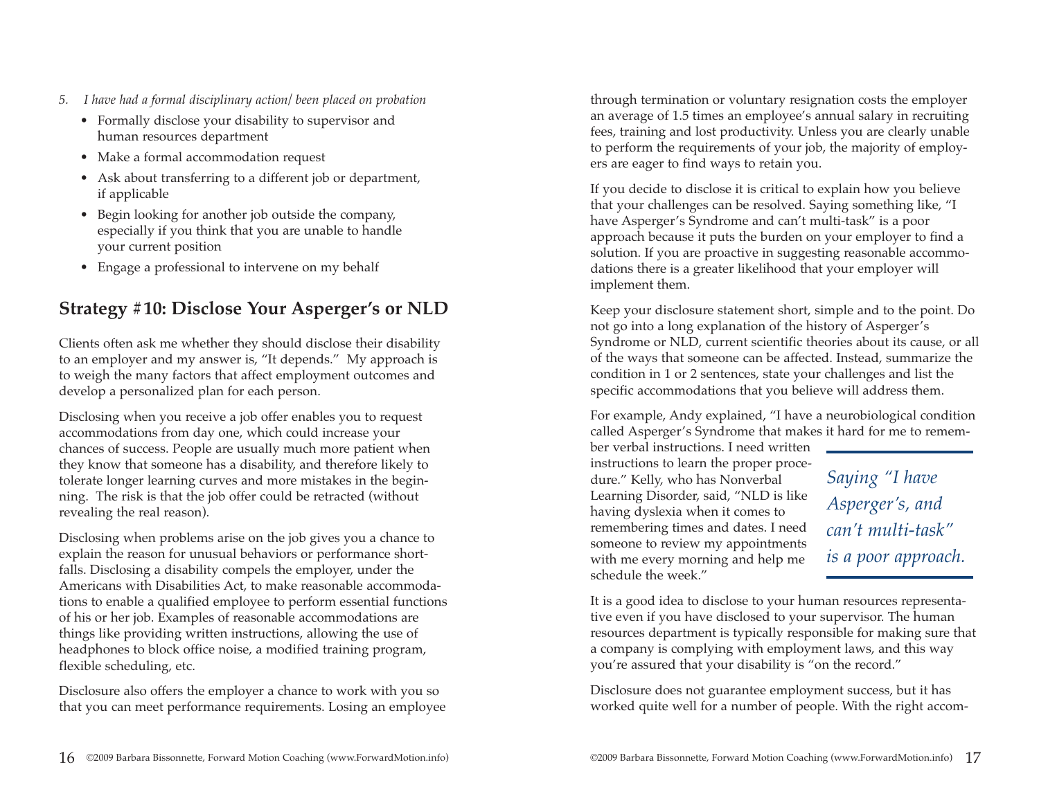*5. I have had a formal disciplinary action/ been placed on probation*

- Formally disclose your disability to supervisor and human resources department
- Make a formal accommodation request
- Ask about transferring to a different job or department, if applicable
- Begin looking for another job outside the company, especially if you think that you are unable to handle your current position
- Engage a professional to intervene on my behalf

## Strategy #10: Disclose Your Asperger's or NLD

Clients often ask me whether they should disclose their disability to an employer and my answer is, "It depends." My approach is to weigh the many factors that affect employment outcomes and develop a personalized plan for each person.

Disclosing when you receive a job offer enables you to request accommodations from day one, which could increase your chances of success. People are usually much more patient when they know that someone has a disability, and therefore likely to tolerate longer learning curves and more mistakes in the beginning. The risk is that the job offer could be retracted (without revealing the real reason).

Disclosing when problems arise on the job gives you a chance to explain the reason for unusual behaviors or performance shortfalls. Disclosing a disability compels the employer, under the Americans with Disabilities Act, to make reasonable accommodations to enable a qualified employee to perform essential functions of his or her job. Examples of reasonable accommodations are things like providing written instructions, allowing the use of headphones to block office noise, a modified training program, flexible scheduling, etc.

Disclosure also offers the employer a chance to work with you so that you can meet performance requirements. Losing an employee through termination or voluntary resignation costs the employer an average of 1.5 times an employee's annual salary in recruiting fees, training and lost productivity. Unless you are clearly unable to perform the requirements of your job, the majority of employers are eager to find ways to retain you.

If you decide to disclose it is critical to explain how you believe that your challenges can be resolved. Saying something like, "I have Asperger's Syndrome and can't multi-task" is a poor approach because it puts the burden on your employer to find a solution. If you are proactive in suggesting reasonable accommodations there is a greater likelihood that your employer will implement them.

Keep your disclosure statement short, simple and to the point. Do not go into a long explanation of the history of Asperger's Syndrome or NLD, current scientific theories about its cause, or all of the ways that someone can be affected. Instead, summarize the condition in 1 or 2 sentences, state your challenges and list the specific accommodations that you believe will address them.

For example, Andy explained, "I have a neurobiological condition called Asperger's Syndrome that makes it hard for me to remember verbal instructions. I need written instructions to learn the proper procedure." Kelly, who has Nonverbal Learning Disorder, said, "NLD is like having dyslexia when it comes to remembering times and dates. I need someone to review my appointments with me every morning and help me schedule the week."

> *Saying "I have Asperger's, and can't multi-task" is a poor approach.*

It is a good idea to disclose to your human resources representative even if you have disclosed to your supervisor. The human resources department is typically responsible for making sure that a company is complying with employment laws, and this way you're assured that your disability is "on the record."

Disclosure does not guarantee employment success, but it has worked quite well for a number of people. With the right accom-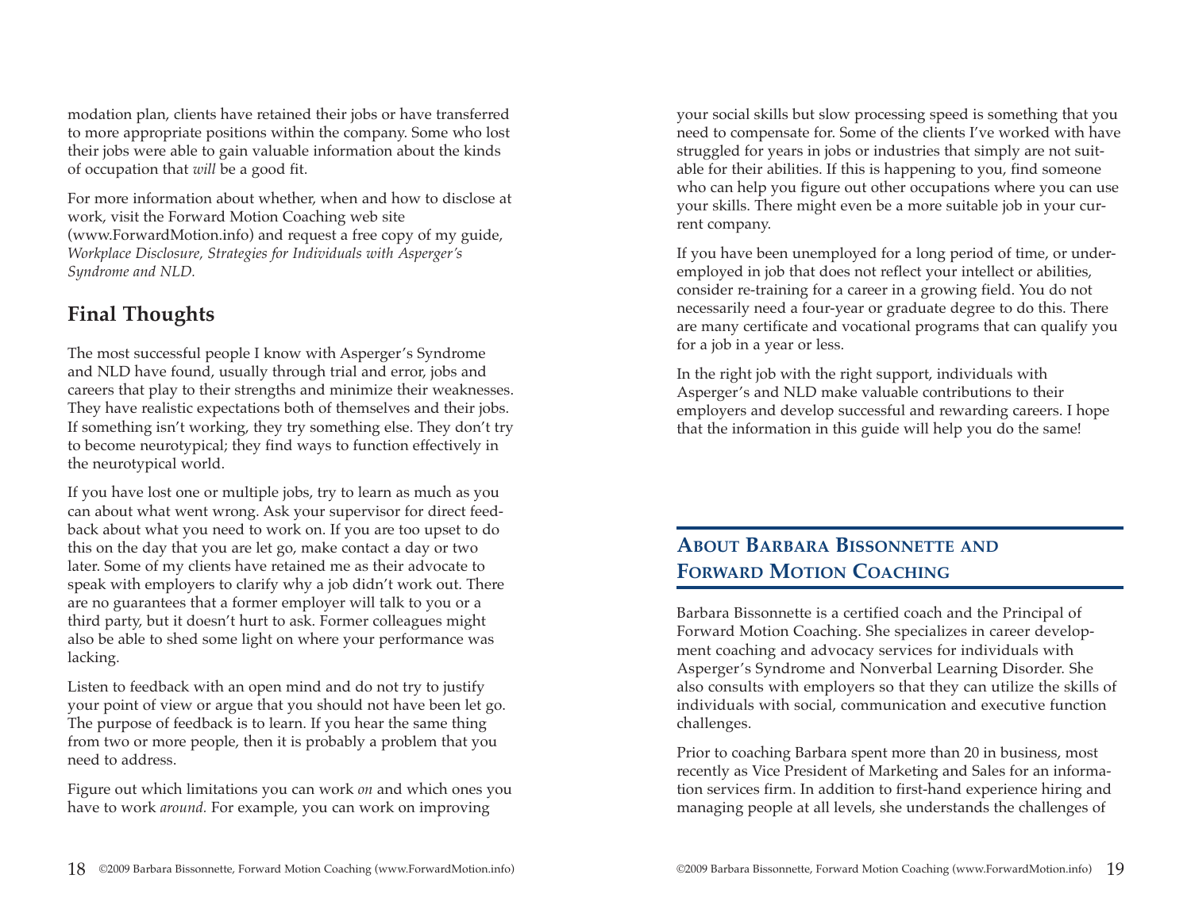modation plan, clients have retained their jobs or have transferred to more appropriate positions within the company. Some who lost their jobs were able to gain valuable information about the kinds of occupation that *will* be a good fit.

For more information about whether, when and how to disclose at work, visit the Forward Motion Coaching web site (www.ForwardMotion.info) and request a free copy of my guide, *Workplace Disclosure, Strategies for Individuals with Asperger's Syndrome and NLD.*

## Final Thoughts

The most successful people I know with Asperger's Syndrome and NLD have found, usually through trial and error, jobs and careers that play to their strengths and minimize their weaknesses. They have realistic expectations both of themselves and their jobs. If something isn't working, they try something else. They don't try to become neurotypical; they find ways to function effectively in the neurotypical world.

If you have lost one or multiple jobs, try to learn as much as you can about what went wrong. Ask your supervisor for direct feedback about what you need to work on. If you are too upset to do this on the day that you are let go, make contact a day or two later. Some of my clients have retained me as their advocate to speak with employers to clarify why a job didn't work out. There are no guarantees that a former employer will talk to you or a third party, but it doesn't hurt to ask. Former colleagues might also be able to shed some light on where your performance was lacking.

Listen to feedback with an open mind and do not try to justify your point of view or argue that you should not have been let go. The purpose of feedback is to learn. If you hear the same thing from two or more people, then it is probably a problem that you need to address.

Figure out which limitations you can work *on* and which ones you have to work *around.* For example, you can work on improving your social skills but slow processing speed is something that you need to compensate for. Some of the clients I've worked with have struggled for years in jobs or industries that simply are not suitable for their abilities. If this is happening to you, find someone who can help you figure out other occupations where you can use your skills. There might even be a more suitable job in your current company.

If you have been unemployed for a long period of time, or underemployed in job that does not reflect your intellect or abilities, consider re-training for a career in a growing field. You do not necessarily need a four-year or graduate degree to do this. There are many certificate and vocational programs that can qualify you for a job in a year or less.

In the right job with the right support, individuals with Asperger's and NLD make valuable contributions to their employers and develop successful and rewarding careers. I hope that the information in this guide will help you do the same!

## About Barbara Bissonnette and Forward Motion Coaching

Barbara Bissonnette is a certified coach and the Principal of Forward Motion Coaching. She specializes in career development coaching and advocacy services for individuals with Asperger's Syndrome and Nonverbal Learning Disorder. She also consults with employers so that they can utilize the skills of individuals with social, communication and executive function challenges.

Prior to coaching Barbara spent more than 20 in business, most recently as Vice President of Marketing and Sales for an information services firm. In addition to first-hand experience hiring and managing people at all levels, she understands the challenges of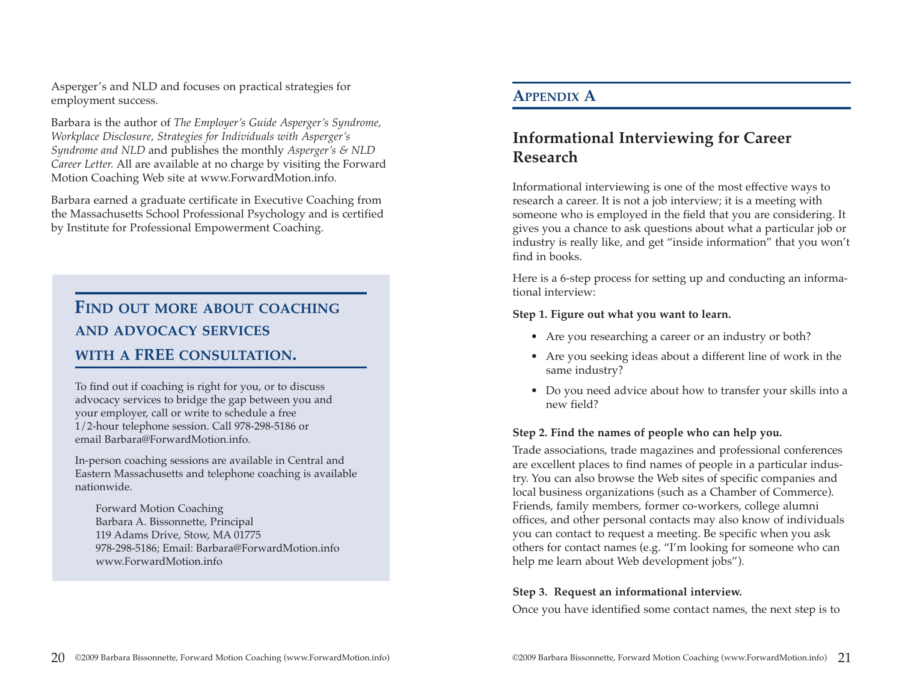Asperger's and NLD and focuses on practical strategies for employment success.

Barbara is the author of *The Employer's Guide Asperger's Syndrome, Workplace Disclosure, Strategies for Individuals with Asperger's Syndrome and NLD* and publishes the monthly *Asperger's & NLD Career Letter.* All are available at no charge by visiting the Forward Motion Coaching Web site at www.ForwardMotion.info.

Barbara earned a graduate certificate in Executive Coaching from the Massachusetts School Professional Psychology and is certified by Institute for Professional Empowerment Coaching.

### Find out more about coaching and advocacy services with a FREE consultation.

To find out if coaching is right for you, or to discuss advocacy services to bridge the gap between you and your employer, call or write to schedule a free 1/2-hour telephone session. Call 978-298-5186 or email Barbara@ForwardMotion.info.

In-person coaching sessions are available in Central and Eastern Massachusetts and telephone coaching is available nationwide.

Forward Motion Coaching
Barbara A. Bissonnette, Principal
119 Adams Drive, Stow, MA 01775
978-298-5186; Email: Barbara@ForwardMotion.info
www.ForwardMotion.info

## Appendix A

## Informational Interviewing for Career Research

Informational interviewing is one of the most effective ways to research a career. It is not a job interview; it is a meeting with someone who is employed in the field that you are considering. It gives you a chance to ask questions about what a particular job or industry is really like, and get "inside information" that you won't find in books.

Here is a 6-step process for setting up and conducting an informational interview:

**Step 1. Figure out what you want to learn.**

- Are you researching a career or an industry or both?
- Are you seeking ideas about a different line of work in the same industry?
- Do you need advice about how to transfer your skills into a new field?

**Step 2. Find the names of people who can help you.**

Trade associations, trade magazines and professional conferences are excellent places to find names of people in a particular industry. You can also browse the Web sites of specific companies and local business organizations (such as a Chamber of Commerce). Friends, family members, former co-workers, college alumni offices, and other personal contacts may also know of individuals you can contact to request a meeting. Be specific when you ask others for contact names (e.g. "I'm looking for someone who can help me learn about Web development jobs").

**Step 3. Request an informational interview.**

Once you have identified some contact names, the next step is to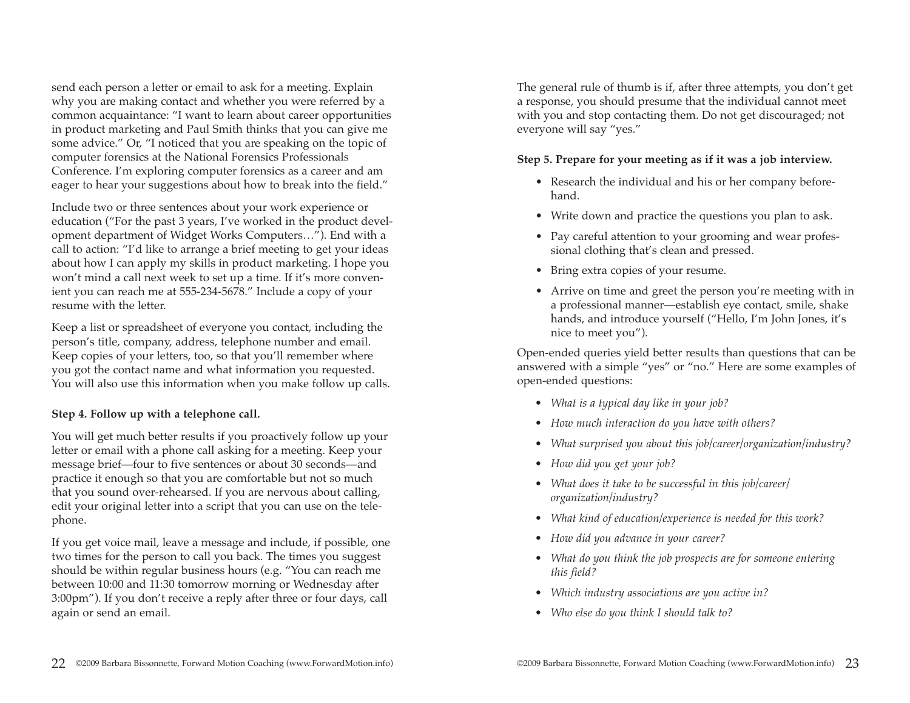send each person a letter or email to ask for a meeting. Explain why you are making contact and whether you were referred by a common acquaintance: "I want to learn about career opportunities in product marketing and Paul Smith thinks that you can give me some advice." Or, "I noticed that you are speaking on the topic of computer forensics at the National Forensics Professionals Conference. I'm exploring computer forensics as a career and am eager to hear your suggestions about how to break into the field."

Include two or three sentences about your work experience or education ("For the past 3 years, I've worked in the product development department of Widget Works Computers…"). End with a call to action: "I'd like to arrange a brief meeting to get your ideas about how I can apply my skills in product marketing. I hope you won't mind a call next week to set up a time. If it's more convenient you can reach me at 555-234-5678." Include a copy of your resume with the letter.

Keep a list or spreadsheet of everyone you contact, including the person's title, company, address, telephone number and email. Keep copies of your letters, too, so that you'll remember where you got the contact name and what information you requested. You will also use this information when you make follow up calls.

**Step 4. Follow up with a telephone call.**

You will get much better results if you proactively follow up your letter or email with a phone call asking for a meeting. Keep your message brief—four to five sentences or about 30 seconds—and practice it enough so that you are comfortable but not so much that you sound over-rehearsed. If you are nervous about calling, edit your original letter into a script that you can use on the telephone.

If you get voice mail, leave a message and include, if possible, one two times for the person to call you back. The times you suggest should be within regular business hours (e.g. "You can reach me between 10:00 and 11:30 tomorrow morning or Wednesday after 3:00pm"). If you don't receive a reply after three or four days, call again or send an email.

The general rule of thumb is if, after three attempts, you don't get a response, you should presume that the individual cannot meet with you and stop contacting them. Do not get discouraged; not everyone will say "yes."

**Step 5. Prepare for your meeting as if it was a job interview.**

- Research the individual and his or her company beforehand.
- Write down and practice the questions you plan to ask.
- Pay careful attention to your grooming and wear professional clothing that's clean and pressed.
- Bring extra copies of your resume.
- Arrive on time and greet the person you're meeting with in a professional manner—establish eye contact, smile, shake hands, and introduce yourself ("Hello, I'm John Jones, it's nice to meet you").

Open-ended queries yield better results than questions that can be answered with a simple "yes" or "no." Here are some examples of open-ended questions:

- *What is a typical day like in your job?*
- *How much interaction do you have with others?*
- *What surprised you about this job/career/organization/industry?*
- *How did you get your job?*
- *What does it take to be successful in this job/career/organization/industry?*
- *What kind of education/experience is needed for this work?*
- *How did you advance in your career?*
- *What do you think the job prospects are for someone entering this field?*
- *Which industry associations are you active in?*
- *Who else do you think I should talk to?*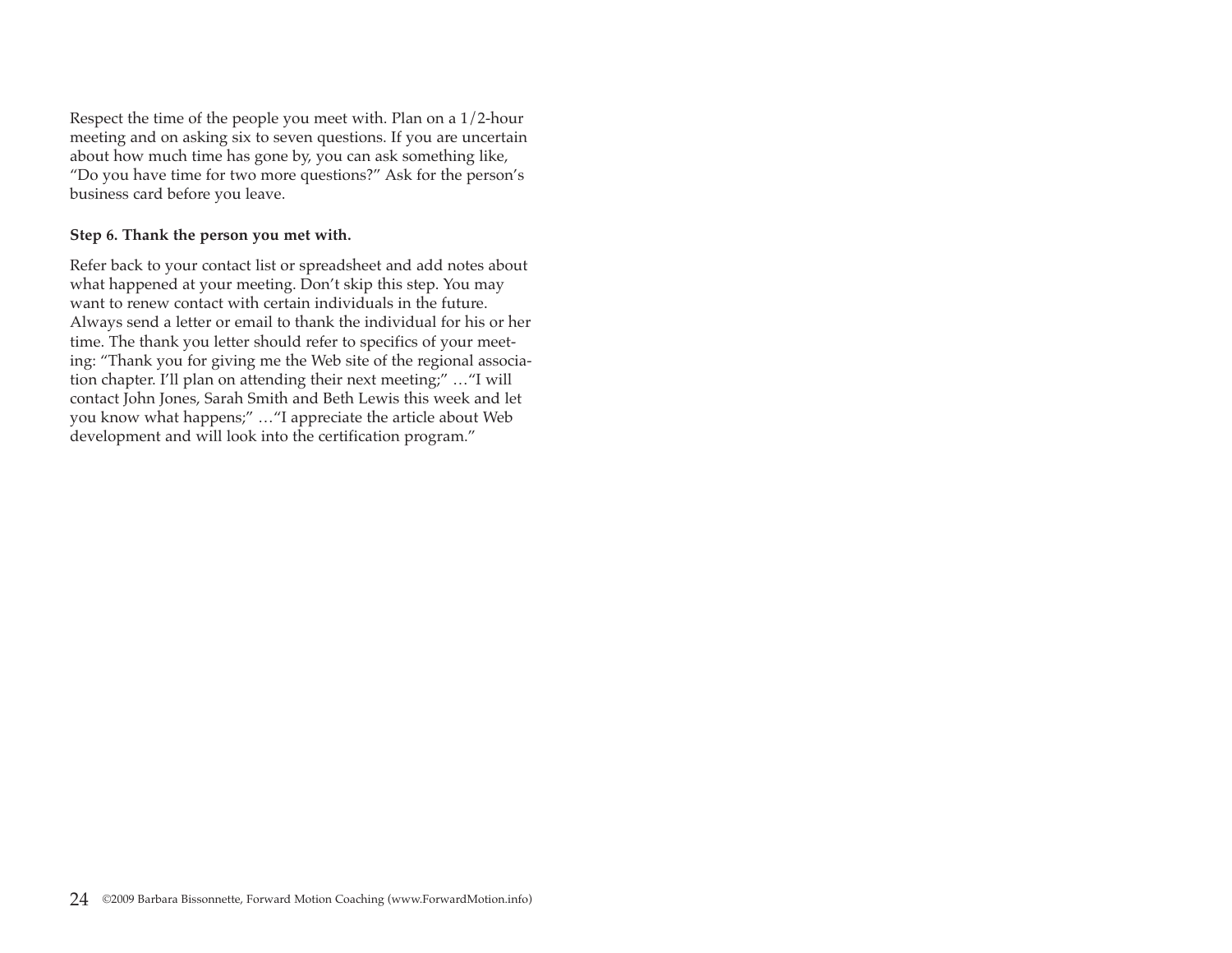Respect the time of the people you meet with. Plan on a 1/2-hour meeting and on asking six to seven questions. If you are uncertain about how much time has gone by, you can ask something like, "Do you have time for two more questions?" Ask for the person's business card before you leave.

**Step 6. Thank the person you met with.**

Refer back to your contact list or spreadsheet and add notes about what happened at your meeting. Don't skip this step. You may want to renew contact with certain individuals in the future. Always send a letter or email to thank the individual for his or her time. The thank you letter should refer to specifics of your meeting: "Thank you for giving me the Web site of the regional association chapter. I'll plan on attending their next meeting;" …"I will contact John Jones, Sarah Smith and Beth Lewis this week and let you know what happens;" …"I appreciate the article about Web development and will look into the certification program."